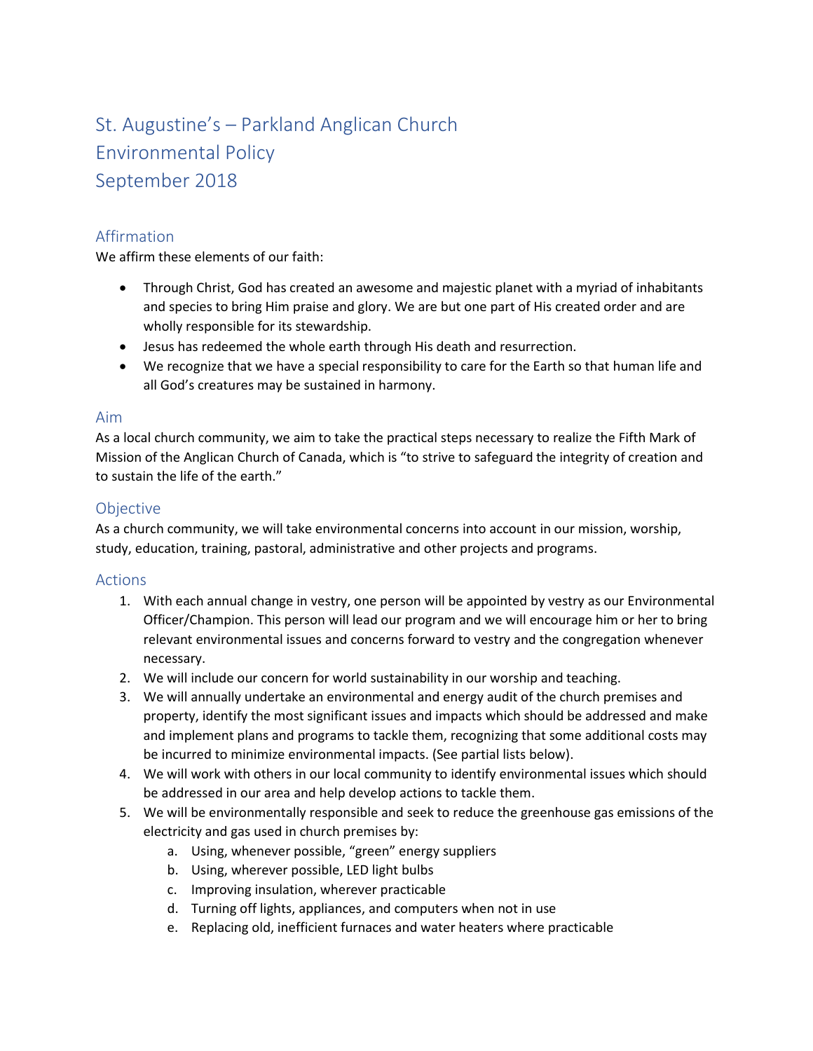# St. Augustine's – Parkland Anglican Church
# Environmental Policy
# September 2018

## Affirmation

We affirm these elements of our faith:

- Through Christ, God has created an awesome and majestic planet with a myriad of inhabitants and species to bring Him praise and glory. We are but one part of His created order and are wholly responsible for its stewardship.
- Jesus has redeemed the whole earth through His death and resurrection.
- We recognize that we have a special responsibility to care for the Earth so that human life and all God's creatures may be sustained in harmony.

## Aim

As a local church community, we aim to take the practical steps necessary to realize the Fifth Mark of Mission of the Anglican Church of Canada, which is "to strive to safeguard the integrity of creation and to sustain the life of the earth."

## Objective

As a church community, we will take environmental concerns into account in our mission, worship, study, education, training, pastoral, administrative and other projects and programs.

## Actions

1. With each annual change in vestry, one person will be appointed by vestry as our Environmental Officer/Champion. This person will lead our program and we will encourage him or her to bring relevant environmental issues and concerns forward to vestry and the congregation whenever necessary.
2. We will include our concern for world sustainability in our worship and teaching.
3. We will annually undertake an environmental and energy audit of the church premises and property, identify the most significant issues and impacts which should be addressed and make and implement plans and programs to tackle them, recognizing that some additional costs may be incurred to minimize environmental impacts. (See partial lists below).
4. We will work with others in our local community to identify environmental issues which should be addressed in our area and help develop actions to tackle them.
5. We will be environmentally responsible and seek to reduce the greenhouse gas emissions of the electricity and gas used in church premises by:
   a. Using, whenever possible, "green" energy suppliers
   b. Using, wherever possible, LED light bulbs
   c. Improving insulation, wherever practicable
   d. Turning off lights, appliances, and computers when not in use
   e. Replacing old, inefficient furnaces and water heaters where practicable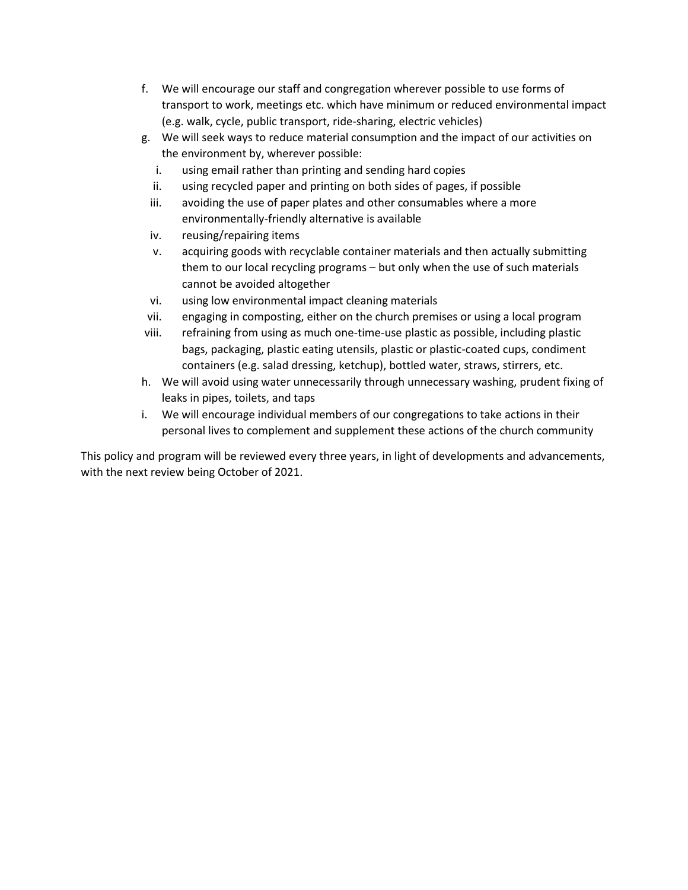f. We will encourage our staff and congregation wherever possible to use forms of transport to work, meetings etc. which have minimum or reduced environmental impact (e.g. walk, cycle, public transport, ride-sharing, electric vehicles)

g. We will seek ways to reduce material consumption and the impact of our activities on the environment by, wherever possible:

   i. using email rather than printing and sending hard copies
   ii. using recycled paper and printing on both sides of pages, if possible
   iii. avoiding the use of paper plates and other consumables where a more environmentally-friendly alternative is available
   iv. reusing/repairing items
   v. acquiring goods with recyclable container materials and then actually submitting them to our local recycling programs – but only when the use of such materials cannot be avoided altogether
   vi. using low environmental impact cleaning materials
   vii. engaging in composting, either on the church premises or using a local program
   viii. refraining from using as much one-time-use plastic as possible, including plastic bags, packaging, plastic eating utensils, plastic or plastic-coated cups, condiment containers (e.g. salad dressing, ketchup), bottled water, straws, stirrers, etc.

h. We will avoid using water unnecessarily through unnecessary washing, prudent fixing of leaks in pipes, toilets, and taps

i. We will encourage individual members of our congregations to take actions in their personal lives to complement and supplement these actions of the church community

This policy and program will be reviewed every three years, in light of developments and advancements, with the next review being October of 2021.